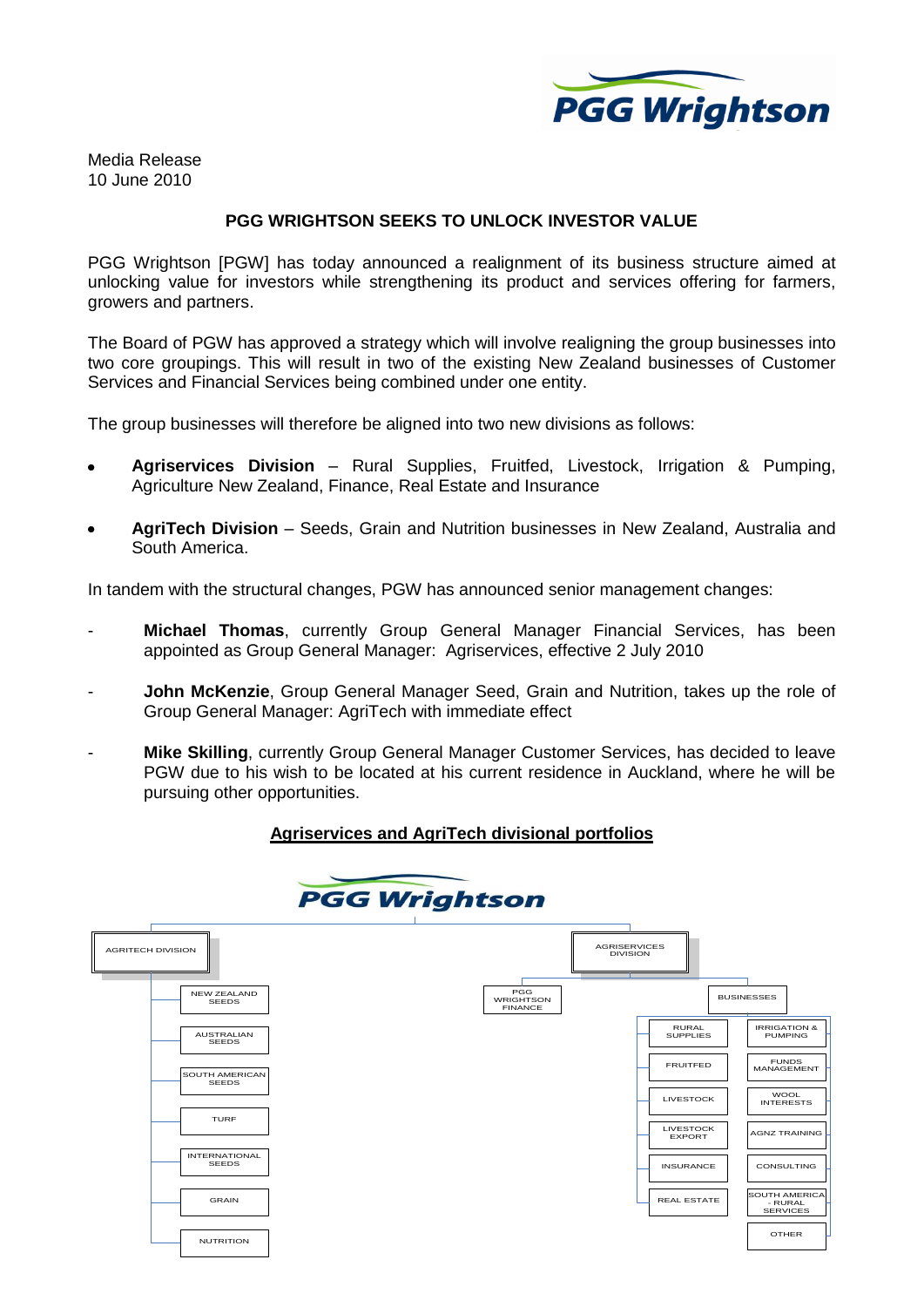PGG Wrightson

Media Release
10 June 2010

## PGG WRIGHTSON SEEKS TO UNLOCK INVESTOR VALUE

PGG Wrightson [PGW] has today announced a realignment of its business structure aimed at unlocking value for investors while strengthening its product and services offering for farmers, growers and partners.

The Board of PGW has approved a strategy which will involve realigning the group businesses into two core groupings. This will result in two of the existing New Zealand businesses of Customer Services and Financial Services being combined under one entity.

The group businesses will therefore be aligned into two new divisions as follows:

- **Agriservices Division** – Rural Supplies, Fruitfed, Livestock, Irrigation & Pumping, Agriculture New Zealand, Finance, Real Estate and Insurance
- **AgriTech Division** – Seeds, Grain and Nutrition businesses in New Zealand, Australia and South America.

In tandem with the structural changes, PGW has announced senior management changes:

- **Michael Thomas**, currently Group General Manager Financial Services, has been appointed as Group General Manager: Agriservices, effective 2 July 2010
- **John McKenzie**, Group General Manager Seed, Grain and Nutrition, takes up the role of Group General Manager: AgriTech with immediate effect
- **Mike Skilling**, currently Group General Manager Customer Services, has decided to leave PGW due to his wish to be located at his current residence in Auckland, where he will be pursuing other opportunities.

### Agriservices and AgriTech divisional portfolios

PGG Wrightson

- AGRITECH DIVISION
  - NEW ZEALAND SEEDS
  - AUSTRALIAN SEEDS
  - SOUTH AMERICAN SEEDS
  - TURF
  - INTERNATIONAL SEEDS
  - GRAIN
  - NUTRITION
- AGRISERVICES DIVISION
  - PGG WRIGHTSON FINANCE
  - BUSINESSES
    - RURAL SUPPLIES
    - FRUITFED
    - LIVESTOCK
    - LIVESTOCK EXPORT
    - INSURANCE
    - REAL ESTATE
    - IRRIGATION & PUMPING
    - FUNDS MANAGEMENT
    - WOOL INTERESTS
    - AGNZ TRAINING
    - CONSULTING
    - SOUTH AMERICA - RURAL SERVICES
    - OTHER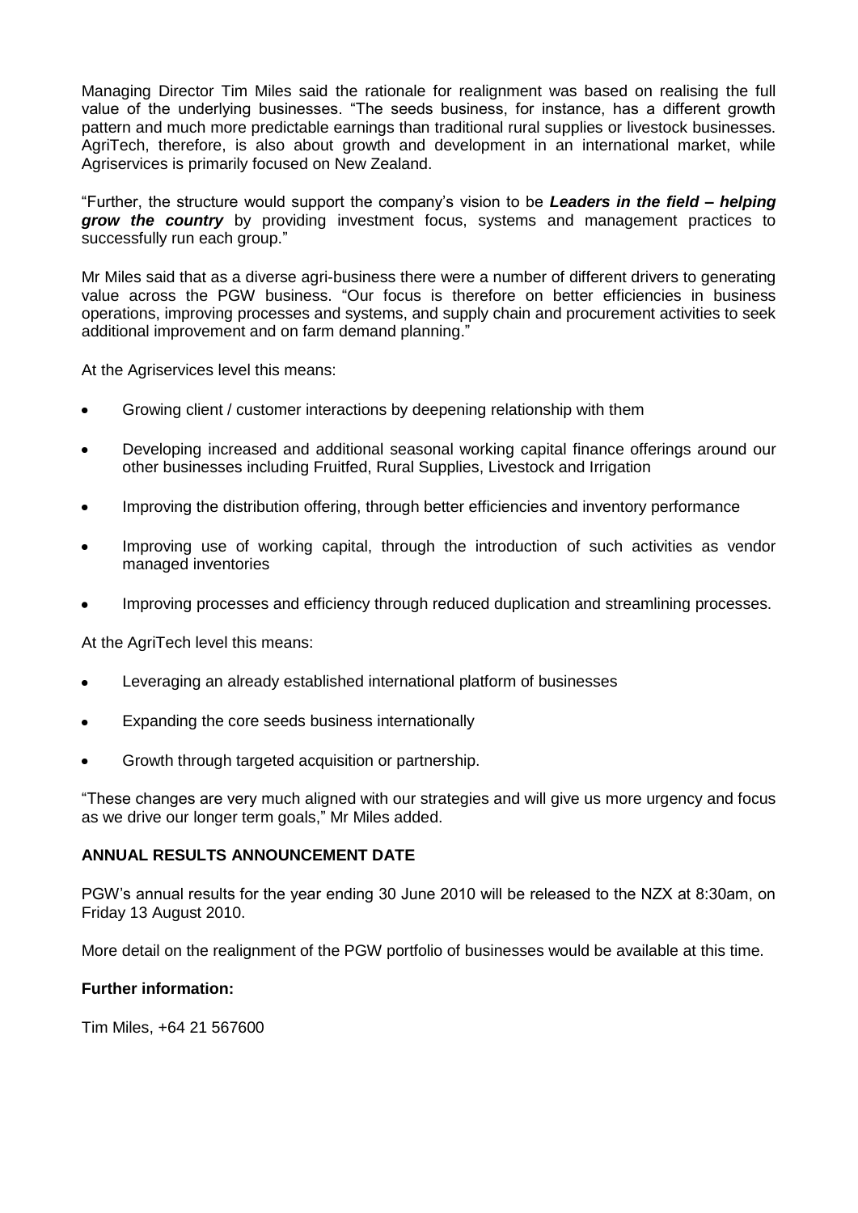Managing Director Tim Miles said the rationale for realignment was based on realising the full value of the underlying businesses. “The seeds business, for instance, has a different growth pattern and much more predictable earnings than traditional rural supplies or livestock businesses. AgriTech, therefore, is also about growth and development in an international market, while Agriservices is primarily focused on New Zealand.

“Further, the structure would support the company’s vision to be ***Leaders in the field – helping grow the country*** by providing investment focus, systems and management practices to successfully run each group.”

Mr Miles said that as a diverse agri-business there were a number of different drivers to generating value across the PGW business. “Our focus is therefore on better efficiencies in business operations, improving processes and systems, and supply chain and procurement activities to seek additional improvement and on farm demand planning.”

At the Agriservices level this means:

- Growing client / customer interactions by deepening relationship with them
- Developing increased and additional seasonal working capital finance offerings around our other businesses including Fruitfed, Rural Supplies, Livestock and Irrigation
- Improving the distribution offering, through better efficiencies and inventory performance
- Improving use of working capital, through the introduction of such activities as vendor managed inventories
- Improving processes and efficiency through reduced duplication and streamlining processes.

At the AgriTech level this means:

- Leveraging an already established international platform of businesses
- Expanding the core seeds business internationally
- Growth through targeted acquisition or partnership.

“These changes are very much aligned with our strategies and will give us more urgency and focus as we drive our longer term goals,” Mr Miles added.

**ANNUAL RESULTS ANNOUNCEMENT DATE**

PGW’s annual results for the year ending 30 June 2010 will be released to the NZX at 8:30am, on Friday 13 August 2010.

More detail on the realignment of the PGW portfolio of businesses would be available at this time.

**Further information:**

Tim Miles, +64 21 567600